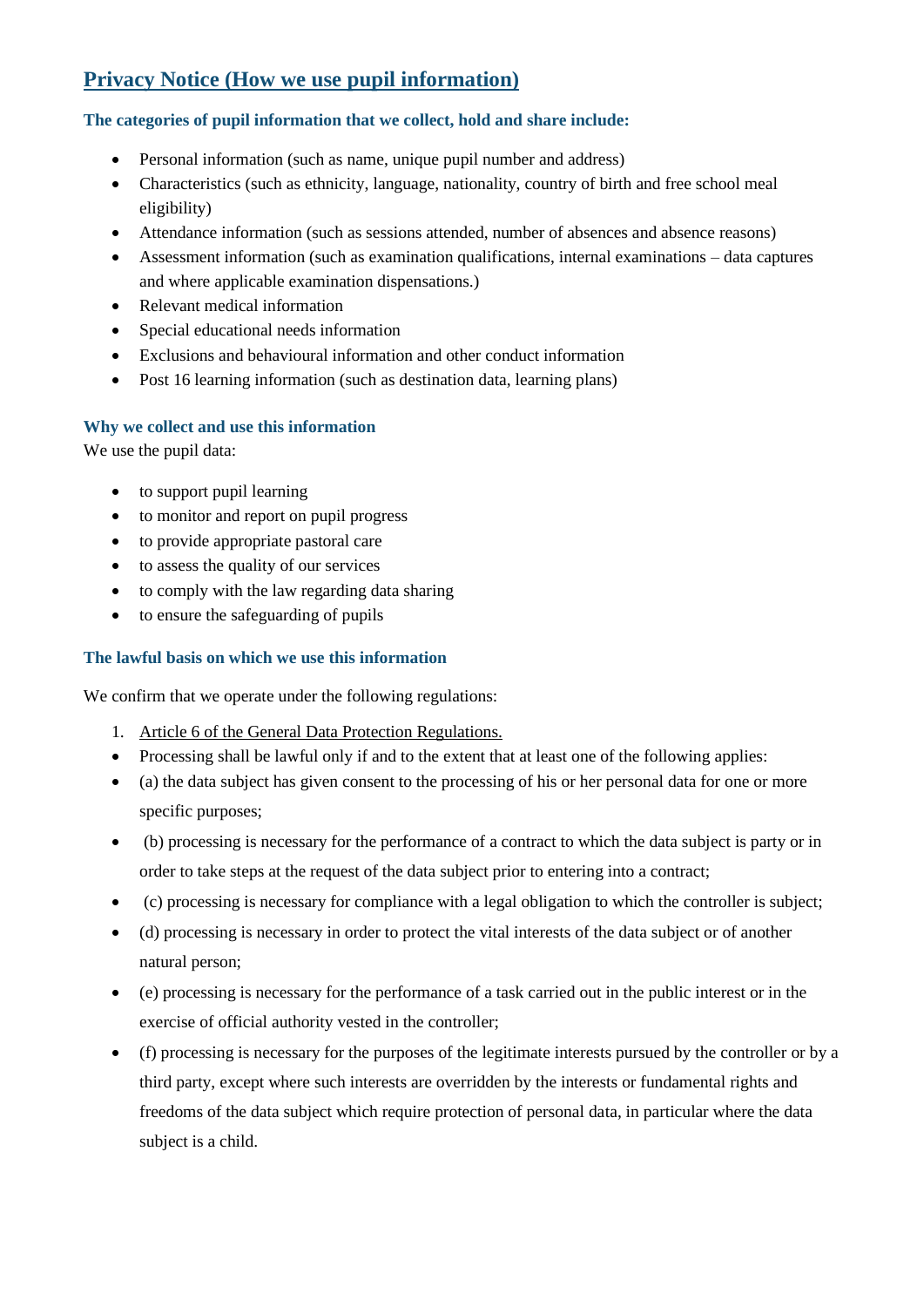# Privacy Notice (How we use pupil information)

### The categories of pupil information that we collect, hold and share include:

- Personal information (such as name, unique pupil number and address)
- Characteristics (such as ethnicity, language, nationality, country of birth and free school meal eligibility)
- Attendance information (such as sessions attended, number of absences and absence reasons)
- Assessment information (such as examination qualifications, internal examinations – data captures and where applicable examination dispensations.)
- Relevant medical information
- Special educational needs information
- Exclusions and behavioural information and other conduct information
- Post 16 learning information (such as destination data, learning plans)

### Why we collect and use this information

We use the pupil data:

- to support pupil learning
- to monitor and report on pupil progress
- to provide appropriate pastoral care
- to assess the quality of our services
- to comply with the law regarding data sharing
- to ensure the safeguarding of pupils

### The lawful basis on which we use this information

We confirm that we operate under the following regulations:

1. Article 6 of the General Data Protection Regulations.

- Processing shall be lawful only if and to the extent that at least one of the following applies:
- (a) the data subject has given consent to the processing of his or her personal data for one or more specific purposes;
- (b) processing is necessary for the performance of a contract to which the data subject is party or in order to take steps at the request of the data subject prior to entering into a contract;
- (c) processing is necessary for compliance with a legal obligation to which the controller is subject;
- (d) processing is necessary in order to protect the vital interests of the data subject or of another natural person;
- (e) processing is necessary for the performance of a task carried out in the public interest or in the exercise of official authority vested in the controller;
- (f) processing is necessary for the purposes of the legitimate interests pursued by the controller or by a third party, except where such interests are overridden by the interests or fundamental rights and freedoms of the data subject which require protection of personal data, in particular where the data subject is a child.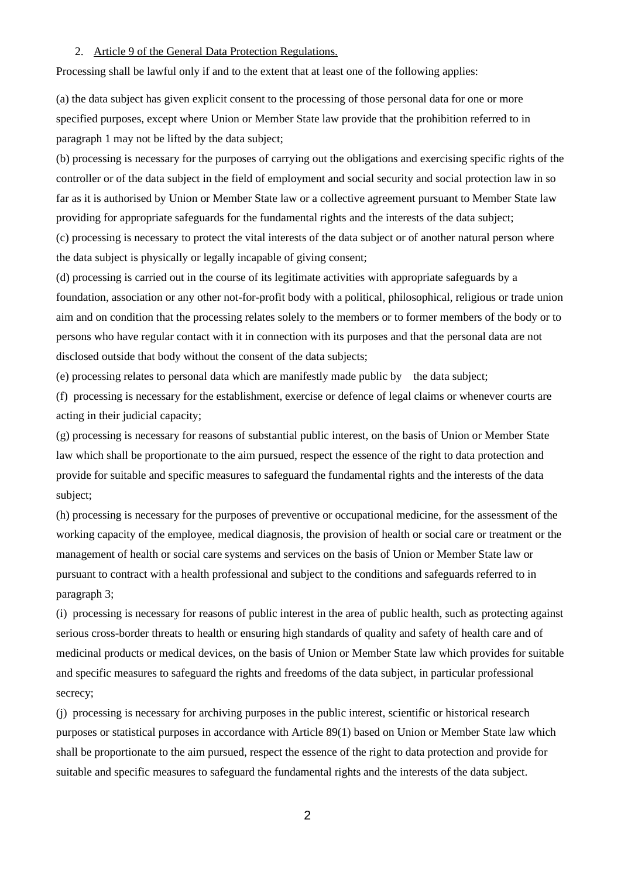2. <u>Article 9 of the General Data Protection Regulations.</u>

Processing shall be lawful only if and to the extent that at least one of the following applies:

(a) the data subject has given explicit consent to the processing of those personal data for one or more specified purposes, except where Union or Member State law provide that the prohibition referred to in paragraph 1 may not be lifted by the data subject;

(b) processing is necessary for the purposes of carrying out the obligations and exercising specific rights of the controller or of the data subject in the field of employment and social security and social protection law in so far as it is authorised by Union or Member State law or a collective agreement pursuant to Member State law providing for appropriate safeguards for the fundamental rights and the interests of the data subject;

(c) processing is necessary to protect the vital interests of the data subject or of another natural person where the data subject is physically or legally incapable of giving consent;

(d) processing is carried out in the course of its legitimate activities with appropriate safeguards by a foundation, association or any other not-for-profit body with a political, philosophical, religious or trade union aim and on condition that the processing relates solely to the members or to former members of the body or to persons who have regular contact with it in connection with its purposes and that the personal data are not disclosed outside that body without the consent of the data subjects;

(e) processing relates to personal data which are manifestly made public by the data subject;

(f) processing is necessary for the establishment, exercise or defence of legal claims or whenever courts are acting in their judicial capacity;

(g) processing is necessary for reasons of substantial public interest, on the basis of Union or Member State law which shall be proportionate to the aim pursued, respect the essence of the right to data protection and provide for suitable and specific measures to safeguard the fundamental rights and the interests of the data subject;

(h) processing is necessary for the purposes of preventive or occupational medicine, for the assessment of the working capacity of the employee, medical diagnosis, the provision of health or social care or treatment or the management of health or social care systems and services on the basis of Union or Member State law or pursuant to contract with a health professional and subject to the conditions and safeguards referred to in paragraph 3;

(i) processing is necessary for reasons of public interest in the area of public health, such as protecting against serious cross-border threats to health or ensuring high standards of quality and safety of health care and of medicinal products or medical devices, on the basis of Union or Member State law which provides for suitable and specific measures to safeguard the rights and freedoms of the data subject, in particular professional secrecy;

(j) processing is necessary for archiving purposes in the public interest, scientific or historical research purposes or statistical purposes in accordance with Article 89(1) based on Union or Member State law which shall be proportionate to the aim pursued, respect the essence of the right to data protection and provide for suitable and specific measures to safeguard the fundamental rights and the interests of the data subject.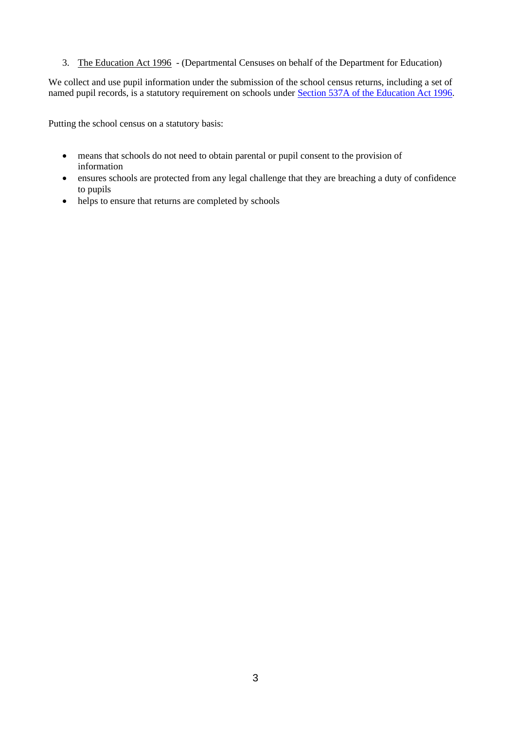3. The Education Act 1996 - (Departmental Censuses on behalf of the Department for Education)

We collect and use pupil information under the submission of the school census returns, including a set of named pupil records, is a statutory requirement on schools under Section 537A of the Education Act 1996.

Putting the school census on a statutory basis:

- means that schools do not need to obtain parental or pupil consent to the provision of information
- ensures schools are protected from any legal challenge that they are breaching a duty of confidence to pupils
- helps to ensure that returns are completed by schools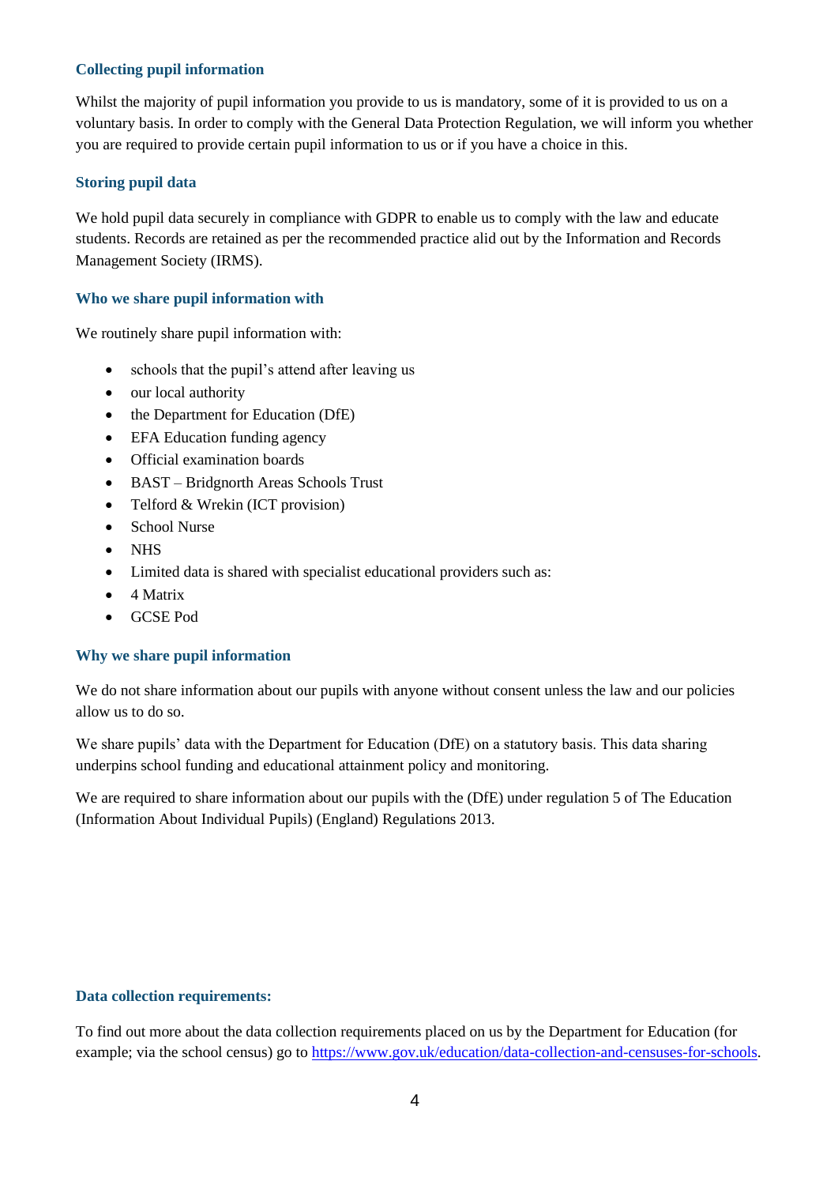### Collecting pupil information

Whilst the majority of pupil information you provide to us is mandatory, some of it is provided to us on a voluntary basis. In order to comply with the General Data Protection Regulation, we will inform you whether you are required to provide certain pupil information to us or if you have a choice in this.

### Storing pupil data

We hold pupil data securely in compliance with GDPR to enable us to comply with the law and educate students. Records are retained as per the recommended practice alid out by the Information and Records Management Society (IRMS).

### Who we share pupil information with

We routinely share pupil information with:

- schools that the pupil's attend after leaving us
- our local authority
- the Department for Education (DfE)
- EFA Education funding agency
- Official examination boards
- BAST – Bridgnorth Areas Schools Trust
- Telford & Wrekin (ICT provision)
- School Nurse
- NHS
- Limited data is shared with specialist educational providers such as:
- 4 Matrix
- GCSE Pod

### Why we share pupil information

We do not share information about our pupils with anyone without consent unless the law and our policies allow us to do so.

We share pupils' data with the Department for Education (DfE) on a statutory basis. This data sharing underpins school funding and educational attainment policy and monitoring.

We are required to share information about our pupils with the (DfE) under regulation 5 of The Education (Information About Individual Pupils) (England) Regulations 2013.

### Data collection requirements:

To find out more about the data collection requirements placed on us by the Department for Education (for example; via the school census) go to https://www.gov.uk/education/data-collection-and-censuses-for-schools.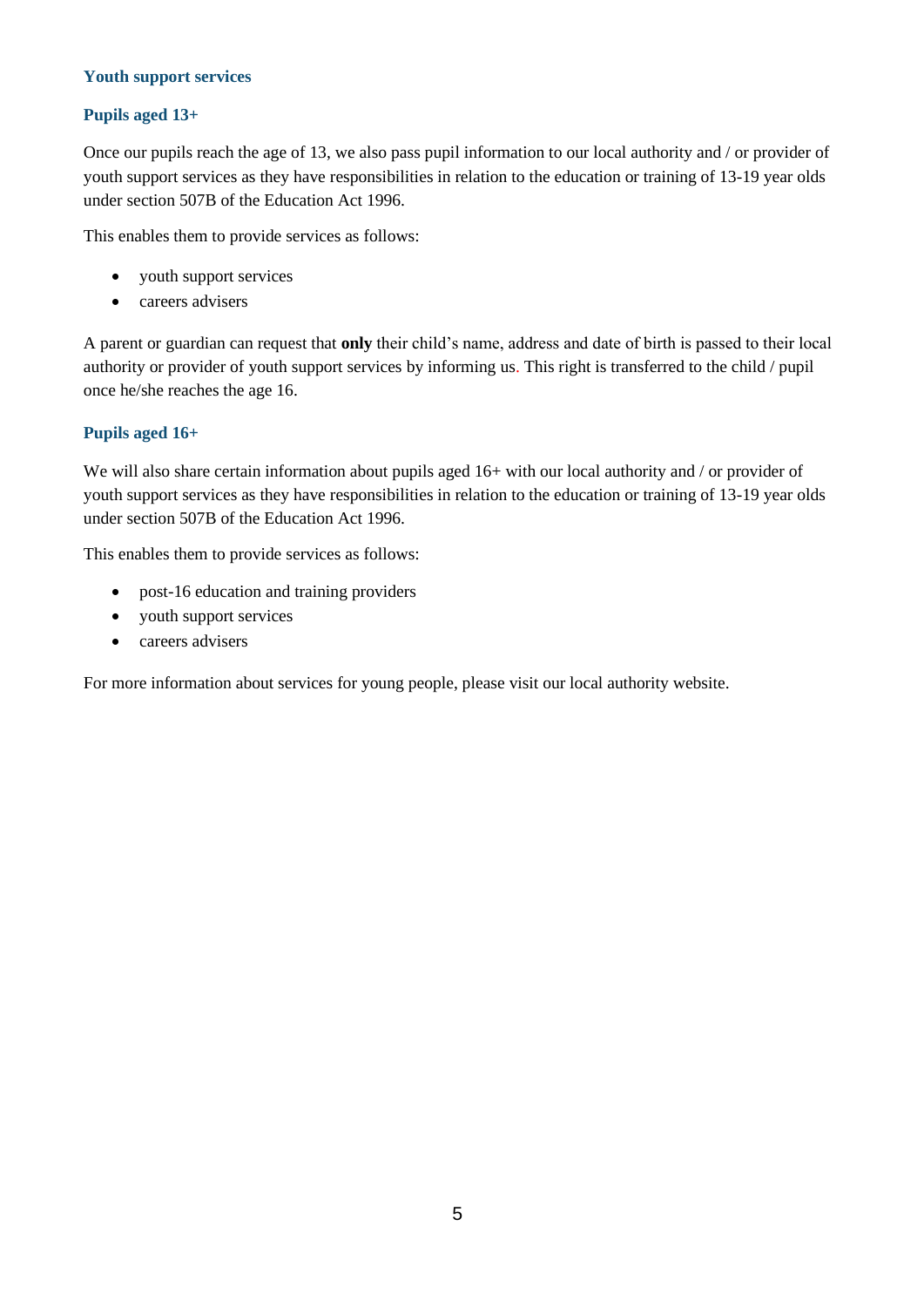### Youth support services

### Pupils aged 13+

Once our pupils reach the age of 13, we also pass pupil information to our local authority and / or provider of youth support services as they have responsibilities in relation to the education or training of 13-19 year olds under section 507B of the Education Act 1996.

This enables them to provide services as follows:

- youth support services
- careers advisers

A parent or guardian can request that **only** their child's name, address and date of birth is passed to their local authority or provider of youth support services by informing us. This right is transferred to the child / pupil once he/she reaches the age 16.

### Pupils aged 16+

We will also share certain information about pupils aged 16+ with our local authority and / or provider of youth support services as they have responsibilities in relation to the education or training of 13-19 year olds under section 507B of the Education Act 1996.

This enables them to provide services as follows:

- post-16 education and training providers
- youth support services
- careers advisers

For more information about services for young people, please visit our local authority website.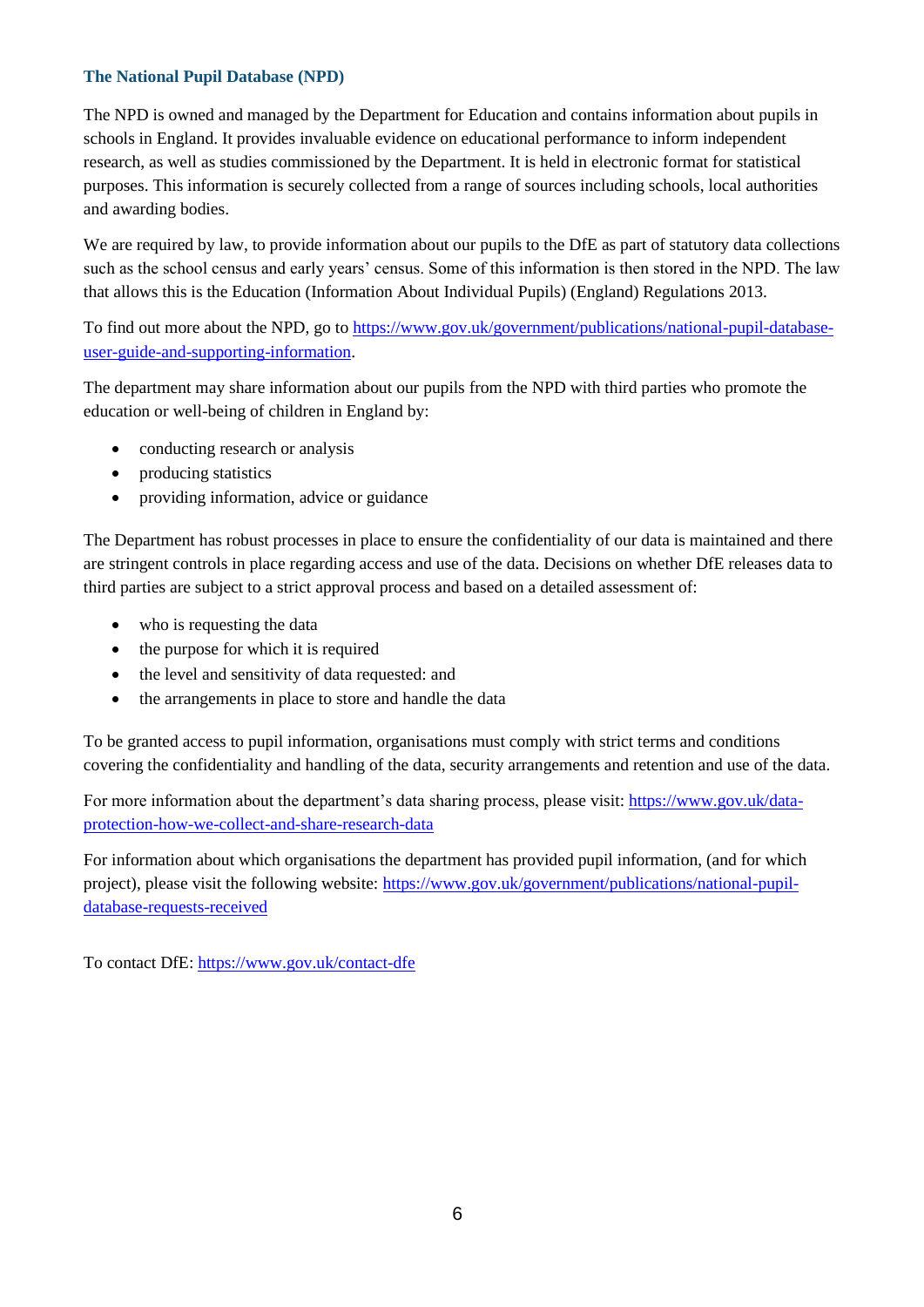### The National Pupil Database (NPD)

The NPD is owned and managed by the Department for Education and contains information about pupils in schools in England. It provides invaluable evidence on educational performance to inform independent research, as well as studies commissioned by the Department. It is held in electronic format for statistical purposes. This information is securely collected from a range of sources including schools, local authorities and awarding bodies.

We are required by law, to provide information about our pupils to the DfE as part of statutory data collections such as the school census and early years' census. Some of this information is then stored in the NPD. The law that allows this is the Education (Information About Individual Pupils) (England) Regulations 2013.

To find out more about the NPD, go to [https://www.gov.uk/government/publications/national-pupil-database-user-guide-and-supporting-information](https://www.gov.uk/government/publications/national-pupil-database-user-guide-and-supporting-information).

The department may share information about our pupils from the NPD with third parties who promote the education or well-being of children in England by:

- conducting research or analysis
- producing statistics
- providing information, advice or guidance

The Department has robust processes in place to ensure the confidentiality of our data is maintained and there are stringent controls in place regarding access and use of the data. Decisions on whether DfE releases data to third parties are subject to a strict approval process and based on a detailed assessment of:

- who is requesting the data
- the purpose for which it is required
- the level and sensitivity of data requested: and
- the arrangements in place to store and handle the data

To be granted access to pupil information, organisations must comply with strict terms and conditions covering the confidentiality and handling of the data, security arrangements and retention and use of the data.

For more information about the department's data sharing process, please visit: [https://www.gov.uk/data-protection-how-we-collect-and-share-research-data](https://www.gov.uk/data-protection-how-we-collect-and-share-research-data)

For information about which organisations the department has provided pupil information, (and for which project), please visit the following website: [https://www.gov.uk/government/publications/national-pupil-database-requests-received](https://www.gov.uk/government/publications/national-pupil-database-requests-received)

To contact DfE: [https://www.gov.uk/contact-dfe](https://www.gov.uk/contact-dfe)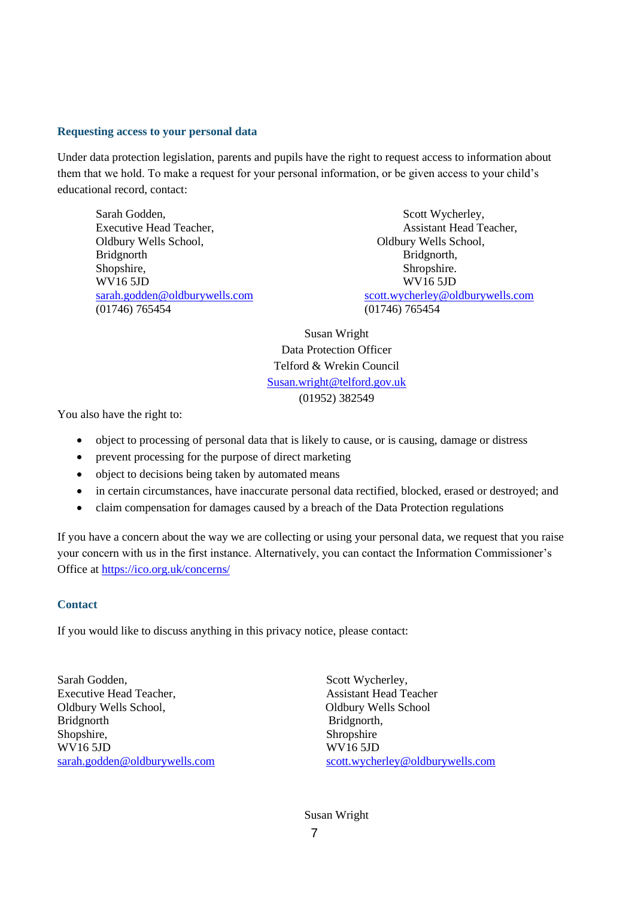### Requesting access to your personal data

Under data protection legislation, parents and pupils have the right to request access to information about them that we hold. To make a request for your personal information, or be given access to your child's educational record, contact:

Sarah Godden,
Executive Head Teacher,
Oldbury Wells School,
Bridgnorth
Shopshire,
WV16 5JD
sarah.godden@oldburywells.com
(01746) 765454

Scott Wycherley,
Assistant Head Teacher,
Oldbury Wells School,
Bridgnorth,
Shropshire.
WV16 5JD
scott.wycherley@oldburywells.com
(01746) 765454

Susan Wright
Data Protection Officer
Telford & Wrekin Council
Susan.wright@telford.gov.uk
(01952) 382549

You also have the right to:

- object to processing of personal data that is likely to cause, or is causing, damage or distress
- prevent processing for the purpose of direct marketing
- object to decisions being taken by automated means
- in certain circumstances, have inaccurate personal data rectified, blocked, erased or destroyed; and
- claim compensation for damages caused by a breach of the Data Protection regulations

If you have a concern about the way we are collecting or using your personal data, we request that you raise your concern with us in the first instance. Alternatively, you can contact the Information Commissioner's Office at https://ico.org.uk/concerns/

### Contact

If you would like to discuss anything in this privacy notice, please contact:

Sarah Godden,
Executive Head Teacher,
Oldbury Wells School,
Bridgnorth
Shopshire,
WV16 5JD
sarah.godden@oldburywells.com

Scott Wycherley,
Assistant Head Teacher
Oldbury Wells School
Bridgnorth,
Shropshire
WV16 5JD
scott.wycherley@oldburywells.com

Susan Wright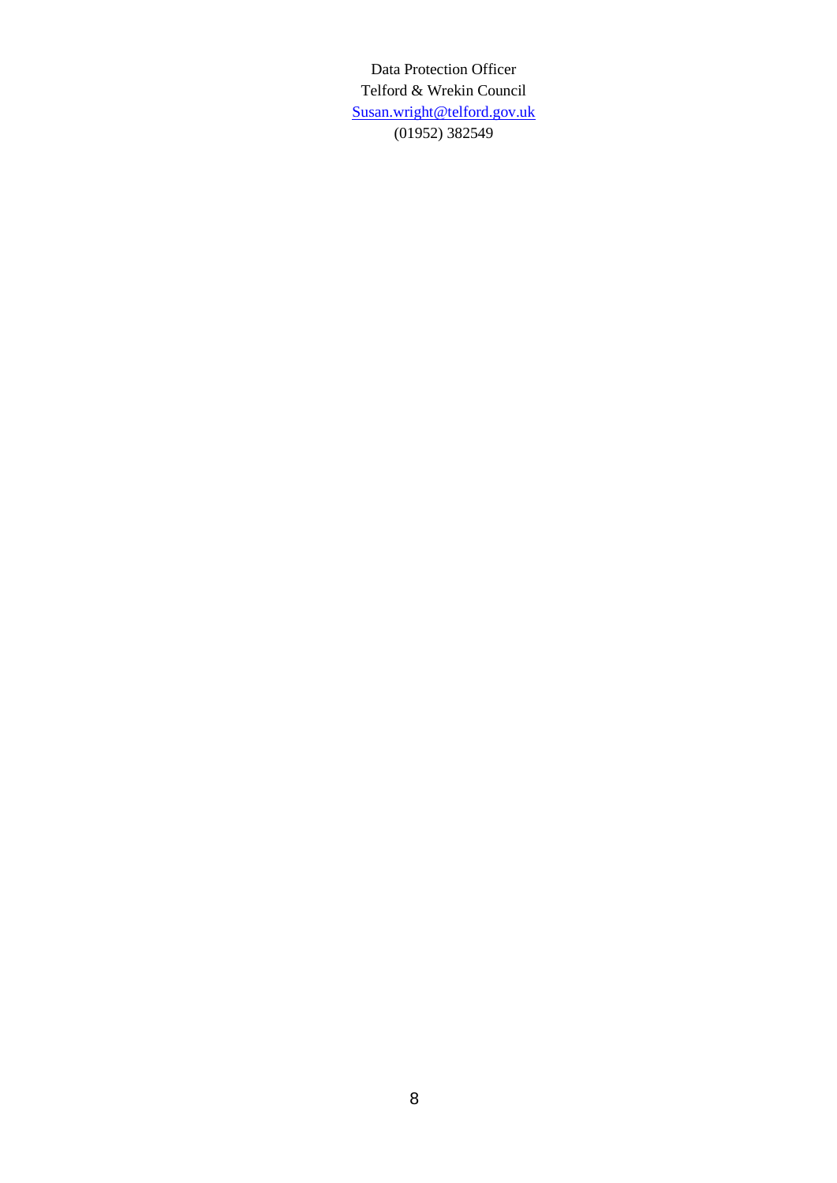Data Protection Officer
Telford & Wrekin Council
[Susan.wright@telford.gov.uk](mailto:Susan.wright@telford.gov.uk)
(01952) 382549